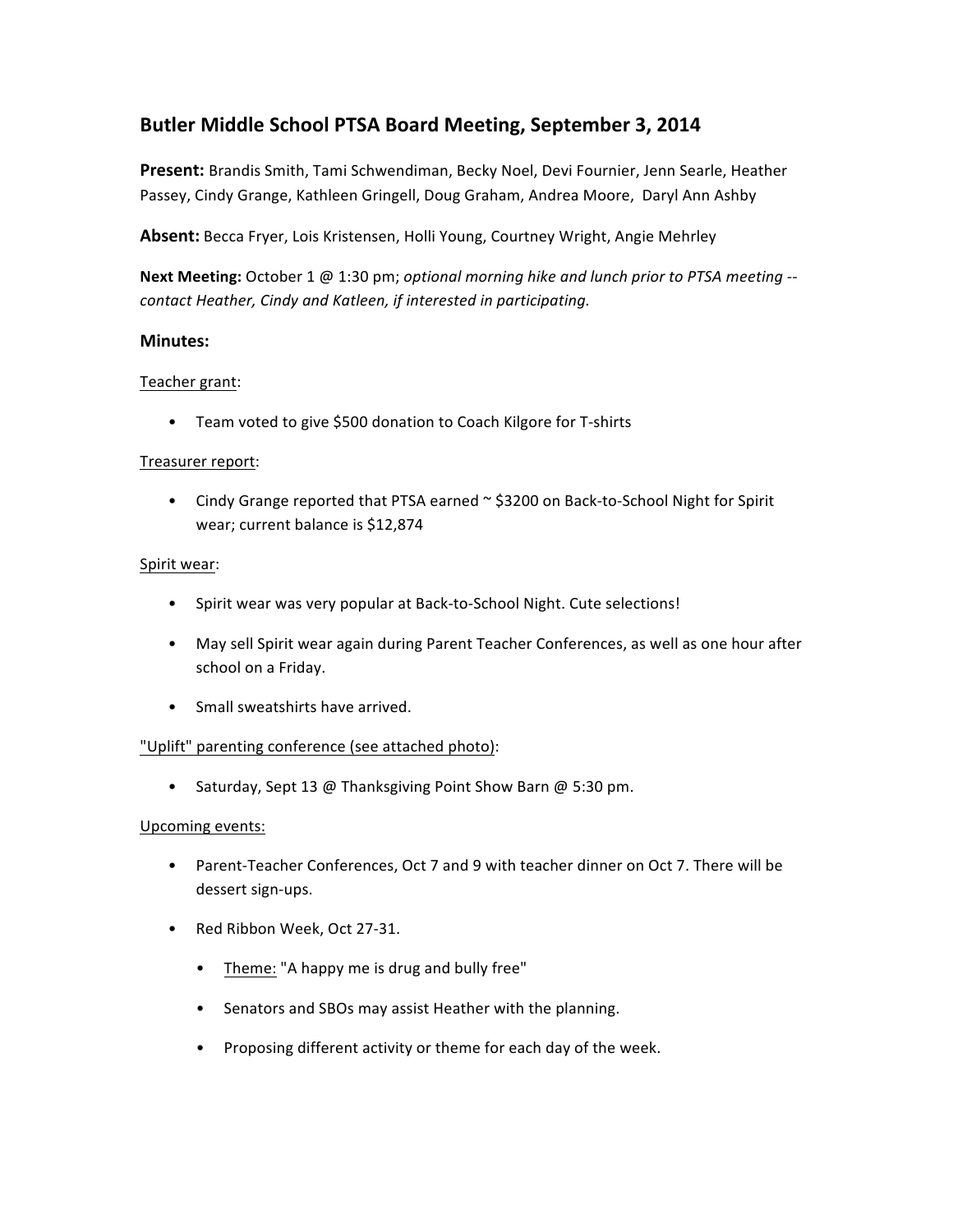## Butler Middle School PTSA Board Meeting, September 3, 2014

**Present:** Brandis Smith, Tami Schwendiman, Becky Noel, Devi Fournier, Jenn Searle, Heather Passey, Cindy Grange, Kathleen Gringell, Doug Graham, Andrea Moore, Daryl Ann Ashby

**Absent:** Becca Fryer, Lois Kristensen, Holli Young, Courtney Wright, Angie Mehrley

**Next Meeting:** October 1 @ 1:30 pm; *optional morning hike and lunch prior to PTSA meeting -- contact Heather, Cindy and Katleen, if interested in participating.*

### Minutes:

<u>Teacher grant</u>:

- Team voted to give $500 donation to Coach Kilgore for T-shirts

<u>Treasurer report</u>:

- Cindy Grange reported that PTSA earned ~ $3200 on Back-to-School Night for Spirit wear; current balance is $12,874

<u>Spirit wear</u>:

- Spirit wear was very popular at Back-to-School Night. Cute selections!
- May sell Spirit wear again during Parent Teacher Conferences, as well as one hour after school on a Friday.
- Small sweatshirts have arrived.

<u>"Uplift" parenting conference (see attached photo)</u>:

- Saturday, Sept 13 @ Thanksgiving Point Show Barn @ 5:30 pm.

<u>Upcoming events:</u>

- Parent-Teacher Conferences, Oct 7 and 9 with teacher dinner on Oct 7. There will be dessert sign-ups.
- Red Ribbon Week, Oct 27-31.
  - <u>Theme:</u> "A happy me is drug and bully free"
  - Senators and SBOs may assist Heather with the planning.
  - Proposing different activity or theme for each day of the week.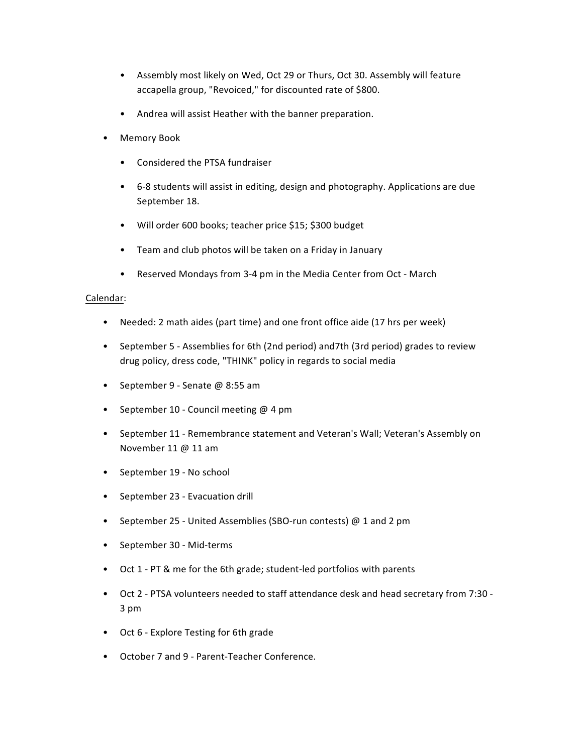- Assembly most likely on Wed, Oct 29 or Thurs, Oct 30. Assembly will feature accapella group, "Revoiced," for discounted rate of $800.
    - Andrea will assist Heather with the banner preparation.
- Memory Book
    - Considered the PTSA fundraiser
    - 6-8 students will assist in editing, design and photography. Applications are due September 18.
    - Will order 600 books; teacher price $15; $300 budget
    - Team and club photos will be taken on a Friday in January
    - Reserved Mondays from 3-4 pm in the Media Center from Oct - March

<u>Calendar</u>:

- Needed: 2 math aides (part time) and one front office aide (17 hrs per week)
- September 5 - Assemblies for 6th (2nd period) and7th (3rd period) grades to review drug policy, dress code, "THINK" policy in regards to social media
- September 9 - Senate @ 8:55 am
- September 10 - Council meeting @ 4 pm
- September 11 - Remembrance statement and Veteran's Wall; Veteran's Assembly on November 11 @ 11 am
- September 19 - No school
- September 23 - Evacuation drill
- September 25 - United Assemblies (SBO-run contests) @ 1 and 2 pm
- September 30 - Mid-terms
- Oct 1 - PT & me for the 6th grade; student-led portfolios with parents
- Oct 2 - PTSA volunteers needed to staff attendance desk and head secretary from 7:30 - 3 pm
- Oct 6 - Explore Testing for 6th grade
- October 7 and 9 - Parent-Teacher Conference.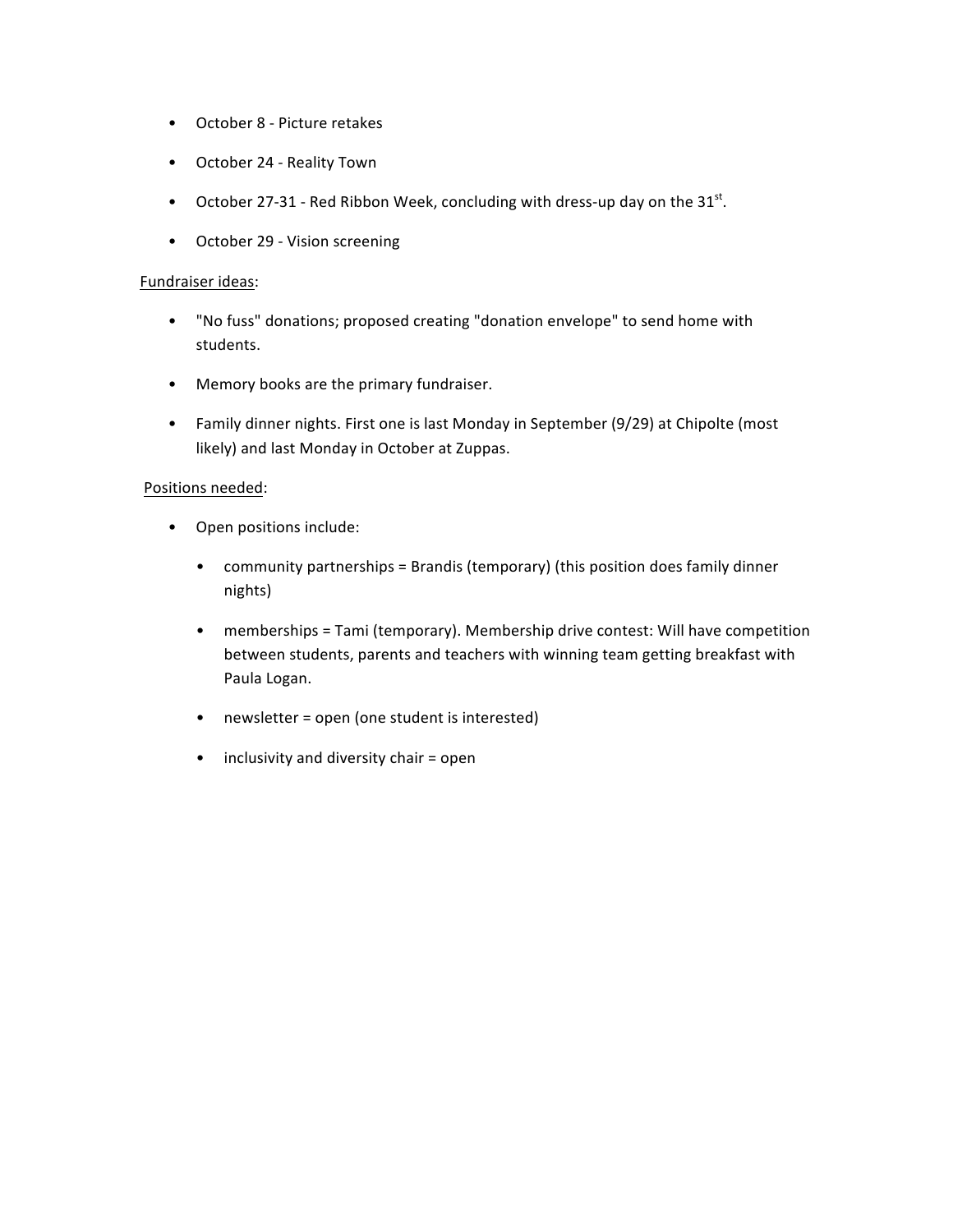- October 8 - Picture retakes
- October 24 - Reality Town
- October 27-31 - Red Ribbon Week, concluding with dress-up day on the 31st.
- October 29 - Vision screening

Fundraiser ideas:

- "No fuss" donations; proposed creating "donation envelope" to send home with students.
- Memory books are the primary fundraiser.
- Family dinner nights. First one is last Monday in September (9/29) at Chipolte (most likely) and last Monday in October at Zuppas.

Positions needed:

- Open positions include:
  - community partnerships = Brandis (temporary) (this position does family dinner nights)
  - memberships = Tami (temporary). Membership drive contest: Will have competition between students, parents and teachers with winning team getting breakfast with Paula Logan.
  - newsletter = open (one student is interested)
  - inclusivity and diversity chair = open